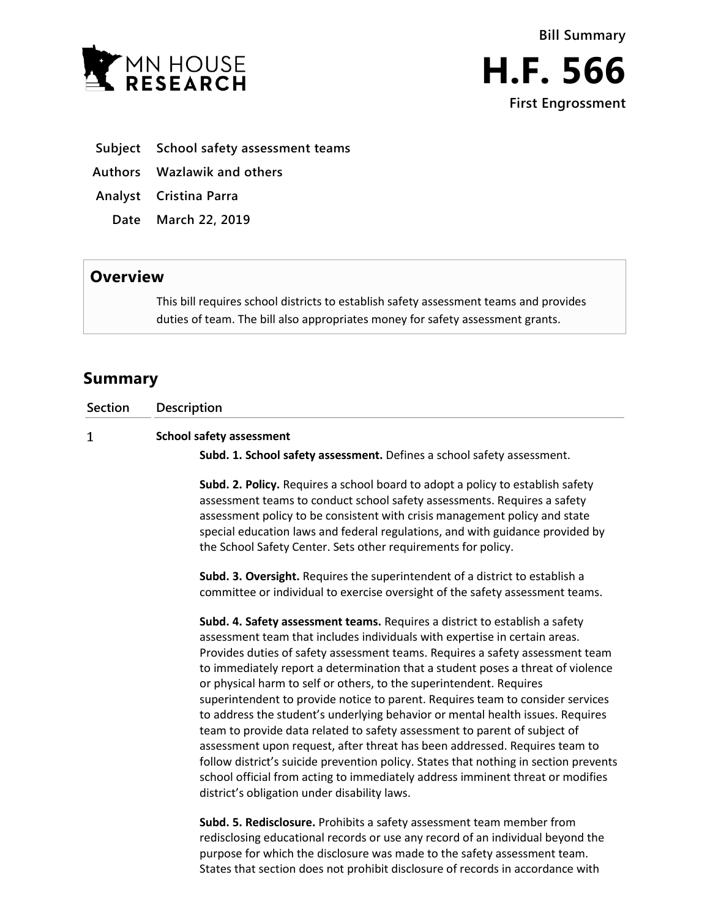MN HOUSE RESEARCH

**Bill Summary**

# H.F. 566

**First Engrossment**

| | |
|---|---|
| **Subject** | **School safety assessment teams** |
| **Authors** | **Wazlawik and others** |
| **Analyst** | **Cristina Parra** |
| **Date** | **March 22, 2019** |

## Overview

This bill requires school districts to establish safety assessment teams and provides duties of team. The bill also appropriates money for safety assessment grants.

## Summary

| Section | Description |
|---|---|
| 1 | **School safety assessment** |

**Subd. 1. School safety assessment.** Defines a school safety assessment.

**Subd. 2. Policy.** Requires a school board to adopt a policy to establish safety assessment teams to conduct school safety assessments. Requires a safety assessment policy to be consistent with crisis management policy and state special education laws and federal regulations, and with guidance provided by the School Safety Center. Sets other requirements for policy.

**Subd. 3. Oversight.** Requires the superintendent of a district to establish a committee or individual to exercise oversight of the safety assessment teams.

**Subd. 4. Safety assessment teams.** Requires a district to establish a safety assessment team that includes individuals with expertise in certain areas. Provides duties of safety assessment teams. Requires a safety assessment team to immediately report a determination that a student poses a threat of violence or physical harm to self or others, to the superintendent. Requires superintendent to provide notice to parent. Requires team to consider services to address the student's underlying behavior or mental health issues. Requires team to provide data related to safety assessment to parent of subject of assessment upon request, after threat has been addressed. Requires team to follow district's suicide prevention policy. States that nothing in section prevents school official from acting to immediately address imminent threat or modifies district's obligation under disability laws.

**Subd. 5. Redisclosure.** Prohibits a safety assessment team member from redisclosing educational records or use any record of an individual beyond the purpose for which the disclosure was made to the safety assessment team. States that section does not prohibit disclosure of records in accordance with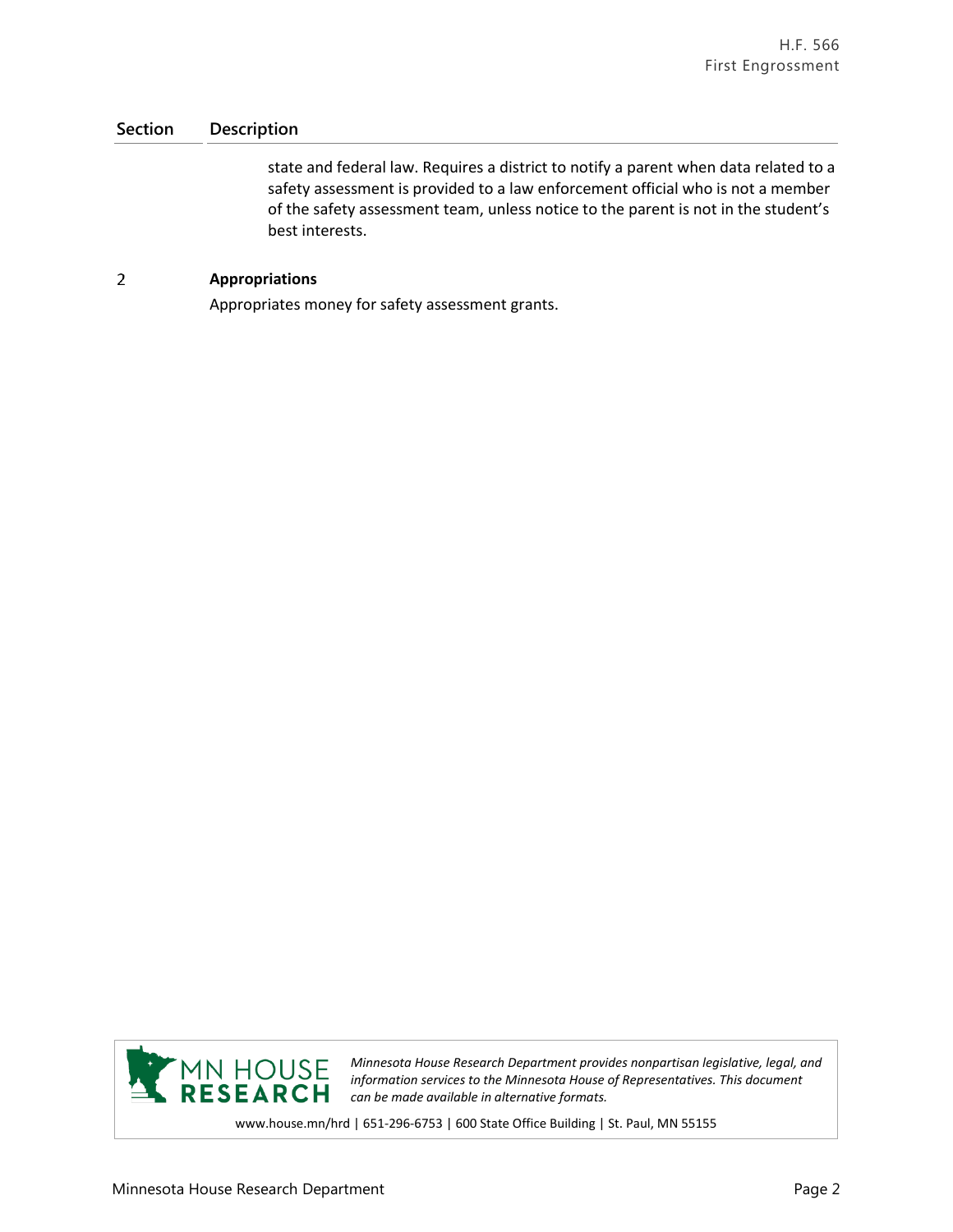| Section | Description |
|---|---|
| | state and federal law. Requires a district to notify a parent when data related to a safety assessment is provided to a law enforcement official who is not a member of the safety assessment team, unless notice to the parent is not in the student's best interests. |
| 2 | **Appropriations** |
| | Appropriates money for safety assessment grants. |

*Minnesota House Research Department provides nonpartisan legislative, legal, and information services to the Minnesota House of Representatives. This document can be made available in alternative formats.*

www.house.mn/hrd | 651-296-6753 | 600 State Office Building | St. Paul, MN 55155